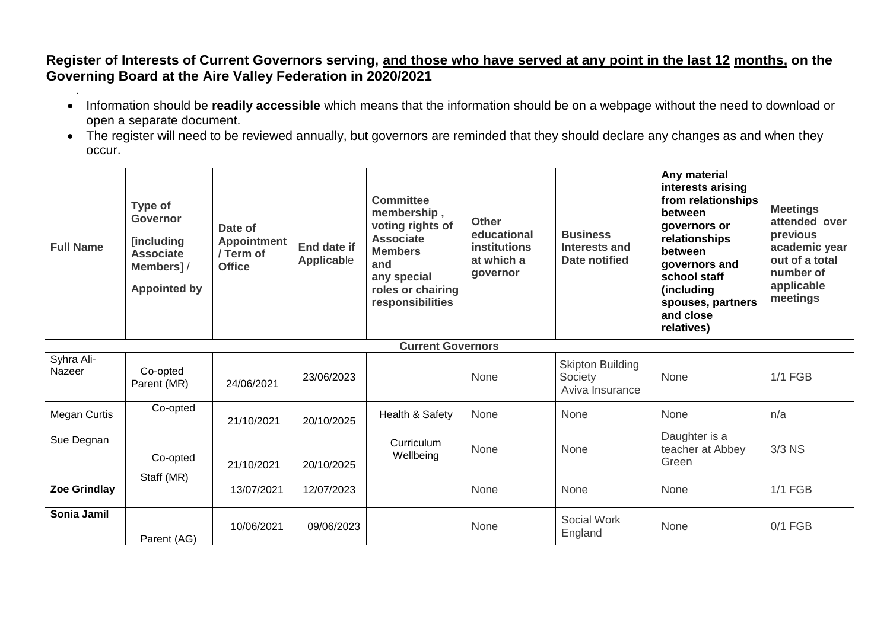**Register of Interests of Current Governors serving, <u>and those who have served at any point in the last 12</u> <u>months,</u> on the Governing Board at the Aire Valley Federation in 2020/2021**

.

- Information should be **readily accessible** which means that the information should be on a webpage without the need to download or open a separate document.
- The register will need to be reviewed annually, but governors are reminded that they should declare any changes as and when they occur.

| Full Name | Type of Governor [including Associate Members] / Appointed by | Date of Appointment / Term of Office | End date if Applicable | Committee membership , voting rights of Associate Members and any special roles or chairing responsibilities | Other educational institutions at which a governor | Business Interests and Date notified | Any material interests arising from relationships between governors or relationships between governors and school staff (including spouses, partners and close relatives) | Meetings attended over previous academic year out of a total number of applicable meetings |
|---|---|---|---|---|---|---|---|---|
| **Current Governors** | | | | | | | | |
| Syhra Ali-Nazeer | Co-opted Parent (MR) | 24/06/2021 | 23/06/2023 | | None | Skipton Building Society Aviva Insurance | None | 1/1 FGB |
| Megan Curtis | Co-opted | 21/10/2021 | 20/10/2025 | Health & Safety | None | None | None | n/a |
| Sue Degnan | Co-opted | 21/10/2021 | 20/10/2025 | Curriculum Wellbeing | None | None | Daughter is a teacher at Abbey Green | 3/3 NS |
| **Zoe Grindlay** | Staff (MR) | 13/07/2021 | 12/07/2023 | | None | None | None | 1/1 FGB |
| **Sonia Jamil** | Parent (AG) | 10/06/2021 | 09/06/2023 | | None | Social Work England | None | 0/1 FGB |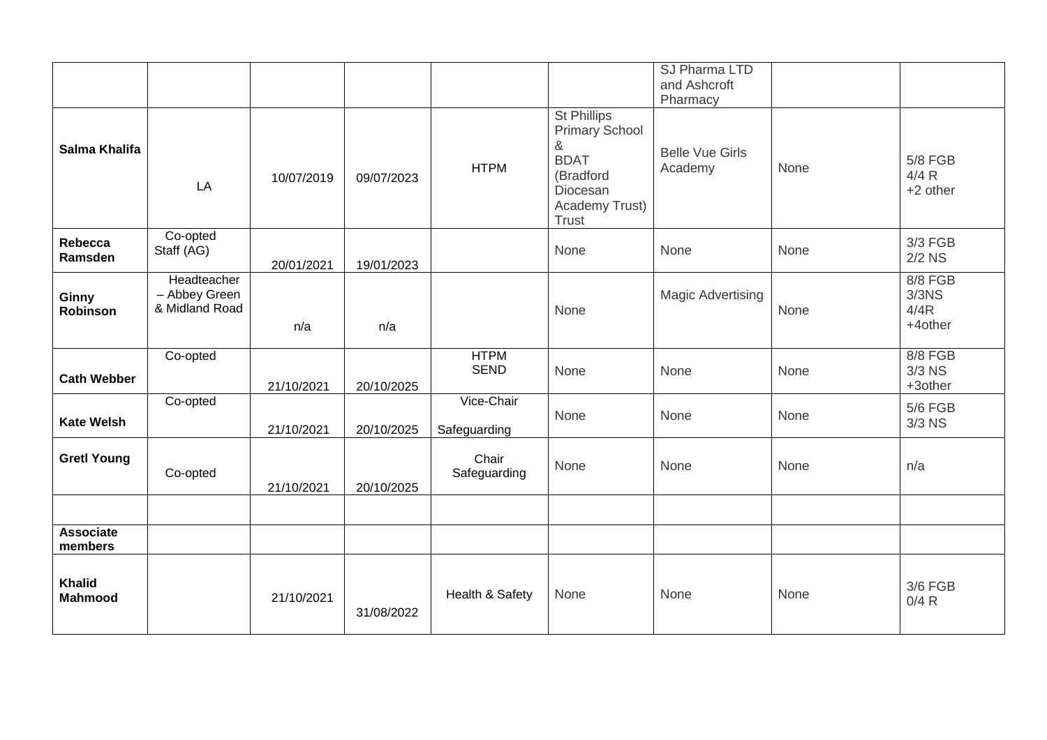| | | | | | | | | |
|---|---|---|---|---|---|---|---|---|
| | | | | | | SJ Pharma LTD and Ashcroft Pharmacy | | |
| **Salma Khalifa** | LA | 10/07/2019 | 09/07/2023 | HTPM | St Phillips Primary School & BDAT (Bradford Diocesan Academy Trust) Trust | Belle Vue Girls Academy | None | 5/8 FGB 4/4 R +2 other |
| **Rebecca Ramsden** | Co-opted Staff (AG) | 20/01/2021 | 19/01/2023 | | None | None | None | 3/3 FGB 2/2 NS |
| **Ginny Robinson** | Headteacher – Abbey Green & Midland Road | n/a | n/a | | None | Magic Advertising | None | 8/8 FGB 3/3NS 4/4R +4other |
| **Cath Webber** | Co-opted | 21/10/2021 | 20/10/2025 | HTPM SEND | None | None | None | 8/8 FGB 3/3 NS +3other |
| **Kate Welsh** | Co-opted | 21/10/2021 | 20/10/2025 | Vice-Chair Safeguarding | None | None | None | 5/6 FGB 3/3 NS |
| **Gretl Young** | Co-opted | 21/10/2021 | 20/10/2025 | Chair Safeguarding | None | None | None | n/a |
| | | | | | | | | |
| **Associate members** | | | | | | | | |
| **Khalid Mahmood** | | 21/10/2021 | 31/08/2022 | Health & Safety | None | None | None | 3/6 FGB 0/4 R |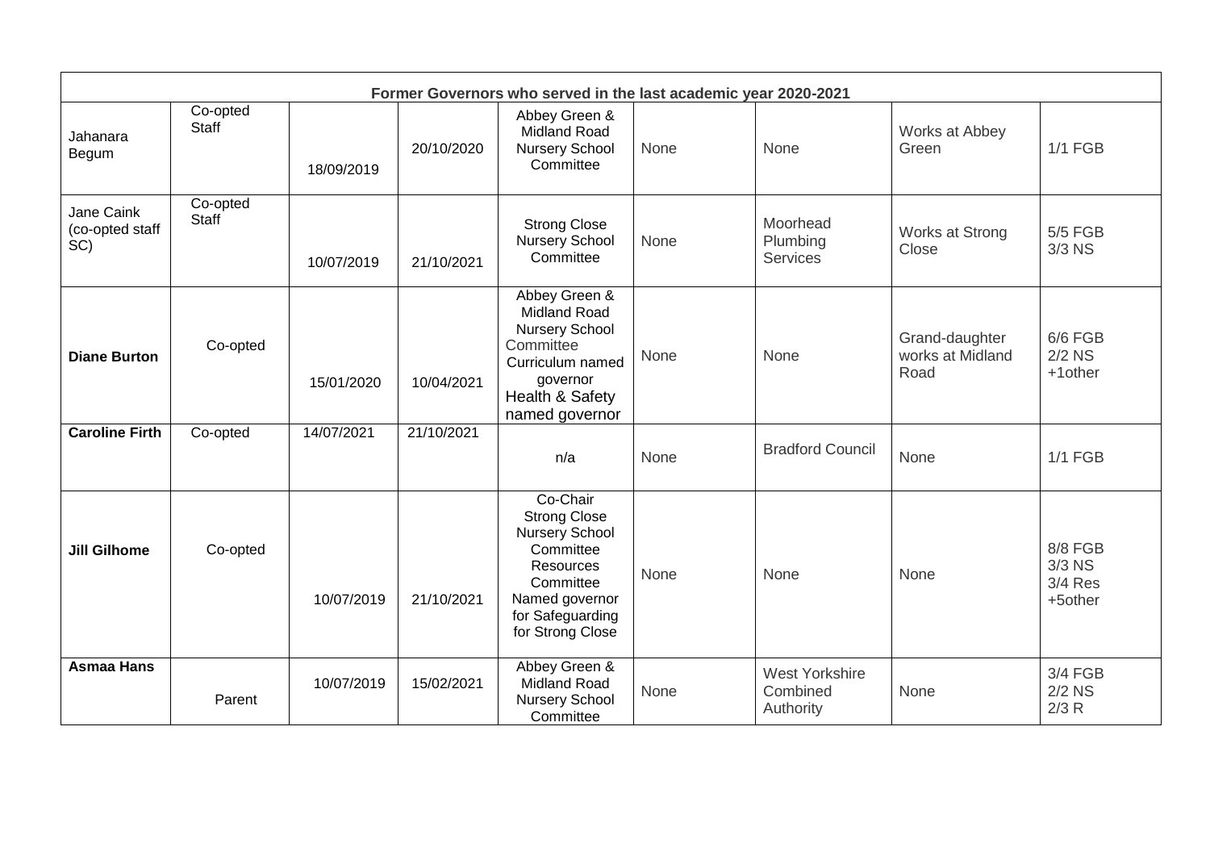| Former Governors who served in the last academic year 2020-2021 | | | | | | | | |
|---|---|---|---|---|---|---|---|---|
| Jahanara Begum | Co-opted Staff | 18/09/2019 | 20/10/2020 | Abbey Green & Midland Road Nursery School Committee | None | None | Works at Abbey Green | 1/1 FGB |
| Jane Caink (co-opted staff SC) | Co-opted Staff | 10/07/2019 | 21/10/2021 | Strong Close Nursery School Committee | None | Moorhead Plumbing Services | Works at Strong Close | 5/5 FGB 3/3 NS |
| **Diane Burton** | Co-opted | 15/01/2020 | 10/04/2021 | Abbey Green & Midland Road Nursery School Committee Curriculum named governor Health & Safety named governor | None | None | Grand-daughter works at Midland Road | 6/6 FGB 2/2 NS +1other |
| **Caroline Firth** | Co-opted | 14/07/2021 | 21/10/2021 | n/a | None | Bradford Council | None | 1/1 FGB |
| **Jill Gilhome** | Co-opted | 10/07/2019 | 21/10/2021 | Co-Chair Strong Close Nursery School Committee Resources Committee Named governor for Safeguarding for Strong Close | None | None | None | 8/8 FGB 3/3 NS 3/4 Res +5other |
| **Asmaa Hans** | Parent | 10/07/2019 | 15/02/2021 | Abbey Green & Midland Road Nursery School Committee | None | West Yorkshire Combined Authority | None | 3/4 FGB 2/2 NS 2/3 R |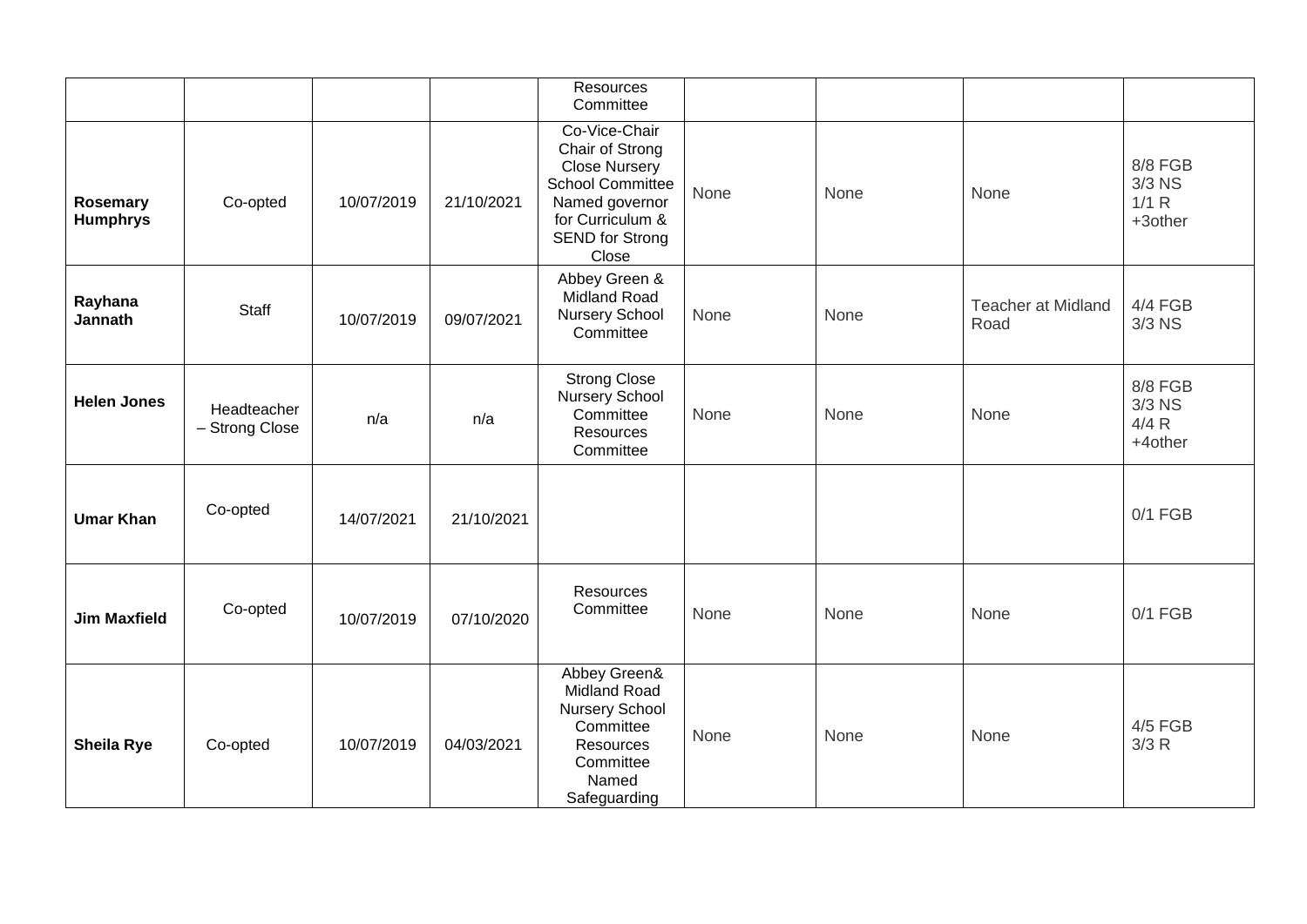| | | | | Resources Committee | | | | |
|---|---|---|---|---|---|---|---|---|
| **Rosemary Humphrys** | Co-opted | 10/07/2019 | 21/10/2021 | Co-Vice-Chair Chair of Strong Close Nursery School Committee Named governor for Curriculum & SEND for Strong Close | None | None | None | 8/8 FGB 3/3 NS 1/1 R +3other |
| **Rayhana Jannath** | Staff | 10/07/2019 | 09/07/2021 | Abbey Green & Midland Road Nursery School Committee | None | None | Teacher at Midland Road | 4/4 FGB 3/3 NS |
| **Helen Jones** | Headteacher – Strong Close | n/a | n/a | Strong Close Nursery School Committee Resources Committee | None | None | None | 8/8 FGB 3/3 NS 4/4 R +4other |
| **Umar Khan** | Co-opted | 14/07/2021 | 21/10/2021 | | | | | 0/1 FGB |
| **Jim Maxfield** | Co-opted | 10/07/2019 | 07/10/2020 | Resources Committee | None | None | None | 0/1 FGB |
| **Sheila Rye** | Co-opted | 10/07/2019 | 04/03/2021 | Abbey Green& Midland Road Nursery School Committee Resources Committee Named Safeguarding | None | None | None | 4/5 FGB 3/3 R |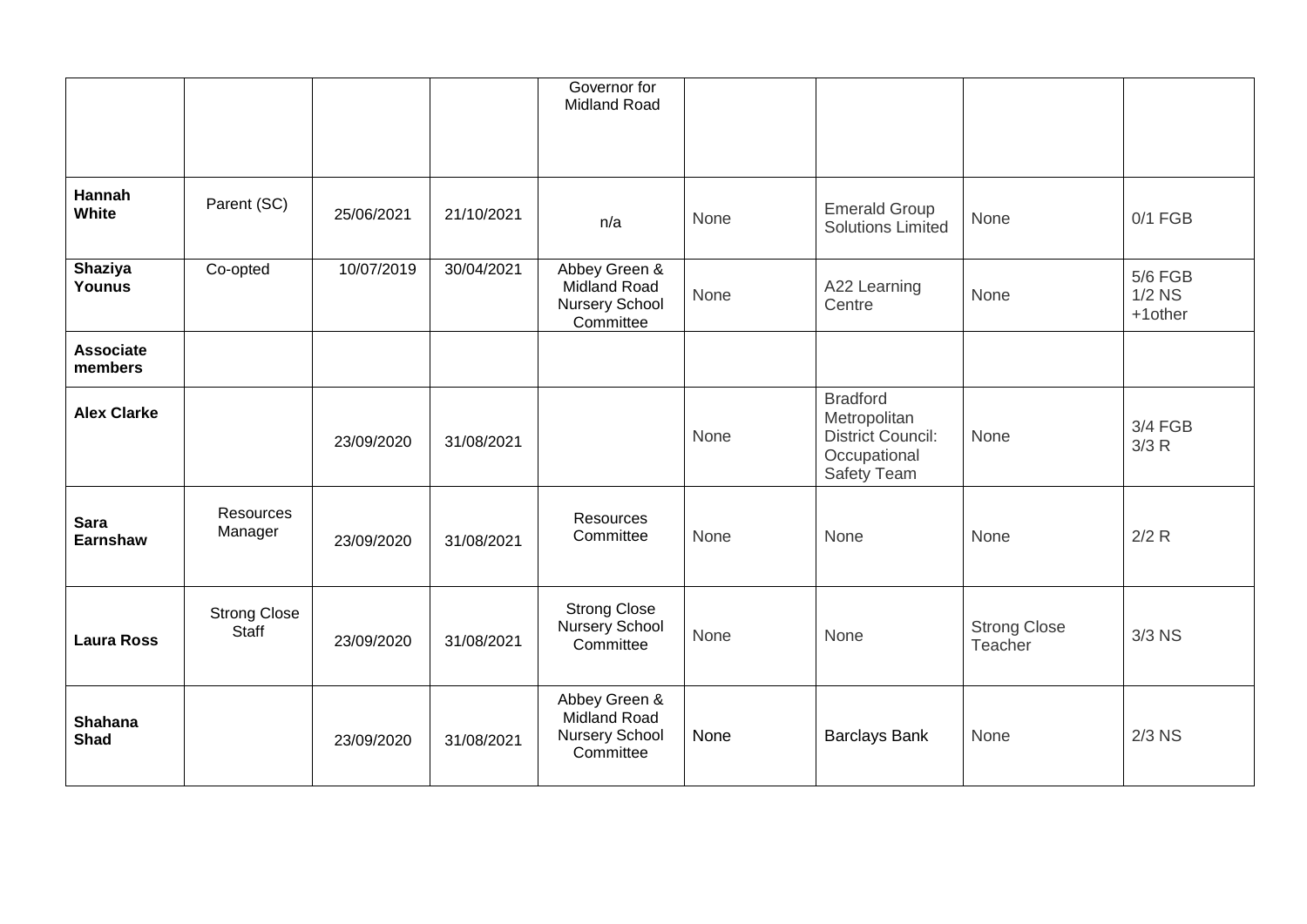| | | | | | | | | |
|---|---|---|---|---|---|---|---|---|
| | | | | Governor for Midland Road | | | | |
| **Hannah White** | Parent (SC) | 25/06/2021 | 21/10/2021 | n/a | None | Emerald Group Solutions Limited | None | 0/1 FGB |
| **Shaziya Younus** | Co-opted | 10/07/2019 | 30/04/2021 | Abbey Green & Midland Road Nursery School Committee | None | A22 Learning Centre | None | 5/6 FGB 1/2 NS +1other |
| **Associate members** | | | | | | | | |
| **Alex Clarke** | | 23/09/2020 | 31/08/2021 | | None | Bradford Metropolitan District Council: Occupational Safety Team | None | 3/4 FGB 3/3 R |
| **Sara Earnshaw** | Resources Manager | 23/09/2020 | 31/08/2021 | Resources Committee | None | None | None | 2/2 R |
| **Laura Ross** | Strong Close Staff | 23/09/2020 | 31/08/2021 | Strong Close Nursery School Committee | None | None | Strong Close Teacher | 3/3 NS |
| **Shahana Shad** | | 23/09/2020 | 31/08/2021 | Abbey Green & Midland Road Nursery School Committee | None | Barclays Bank | None | 2/3 NS |